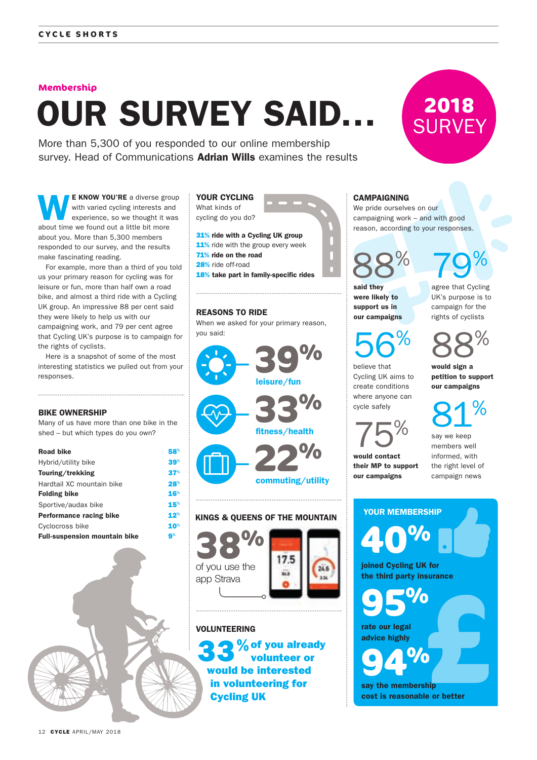Membership

# OUR SURVEY SAID...

**2018 SURVEY**

More than 5,300 of you responded to our online membership survey. Head of Communications **Adrian Wills** examines the results

**WE KNOW YOU'RE** a diverse group with varied cycling interests and experience, so we thought it was about time we found out a little bit more about you. More than 5,300 members responded to our survey, and the results make fascinating reading.

For example, more than a third of you told us your primary reason for cycling was for leisure or fun, more than half own a road bike, and almost a third ride with a Cycling UK group. An impressive 88 per cent said they were likely to help us with our campaigning work, and 79 per cent agree that Cycling UK's purpose is to campaign for the rights of cyclists.

Here is a snapshot of some of the most interesting statistics we pulled out from your responses.

## BIKE OWNERSHIP

Many of us have more than one bike in the shed – but which types do you own?

| Bike type | % |
|---|---|
| **Road bike** | 58% |
| Hybrid/utility bike | 39% |
| **Touring/trekking** | 37% |
| Hardtail XC mountain bike | 28% |
| **Folding bike** | 16% |
| Sportive/audax bike | 15% |
| **Performance racing bike** | 12% |
| Cyclocross bike | 10% |
| **Full-suspension mountain bike** | 9% |

## YOUR CYCLING

What kinds of cycling do you do?

- **31%** ride with a Cycling UK group
- **11%** ride with the group every week
- **71%** ride on the road
- **28%** ride off-road
- **18%** take part in family-specific rides

## REASONS TO RIDE

When we asked for your primary reason, you said:

- **39%** leisure/fun
- **33%** fitness/health
- **22%** commuting/utility

## KINGS & QUEENS OF THE MOUNTAIN

**38%** of you use the app Strava

## VOLUNTEERING

**33% of you already volunteer or would be interested in volunteering for Cycling UK**

## CAMPAIGNING

We pride ourselves on our campaigning work – and with good reason, according to your responses.

- **88%** said they were likely to support us in our campaigns
- **79%** agree that Cycling UK's purpose is to campaign for the rights of cyclists
- **56%** believe that Cycling UK aims to create conditions where anyone can cycle safely
- **88%** would sign a petition to support our campaigns
- **75%** would contact their MP to support our campaigns
- **81%** say we keep members well informed, with the right level of campaign news

## YOUR MEMBERSHIP

- **40%** joined Cycling UK for the third party insurance
- **95%** rate our legal advice highly
- **94%** say the membership cost is reasonable or better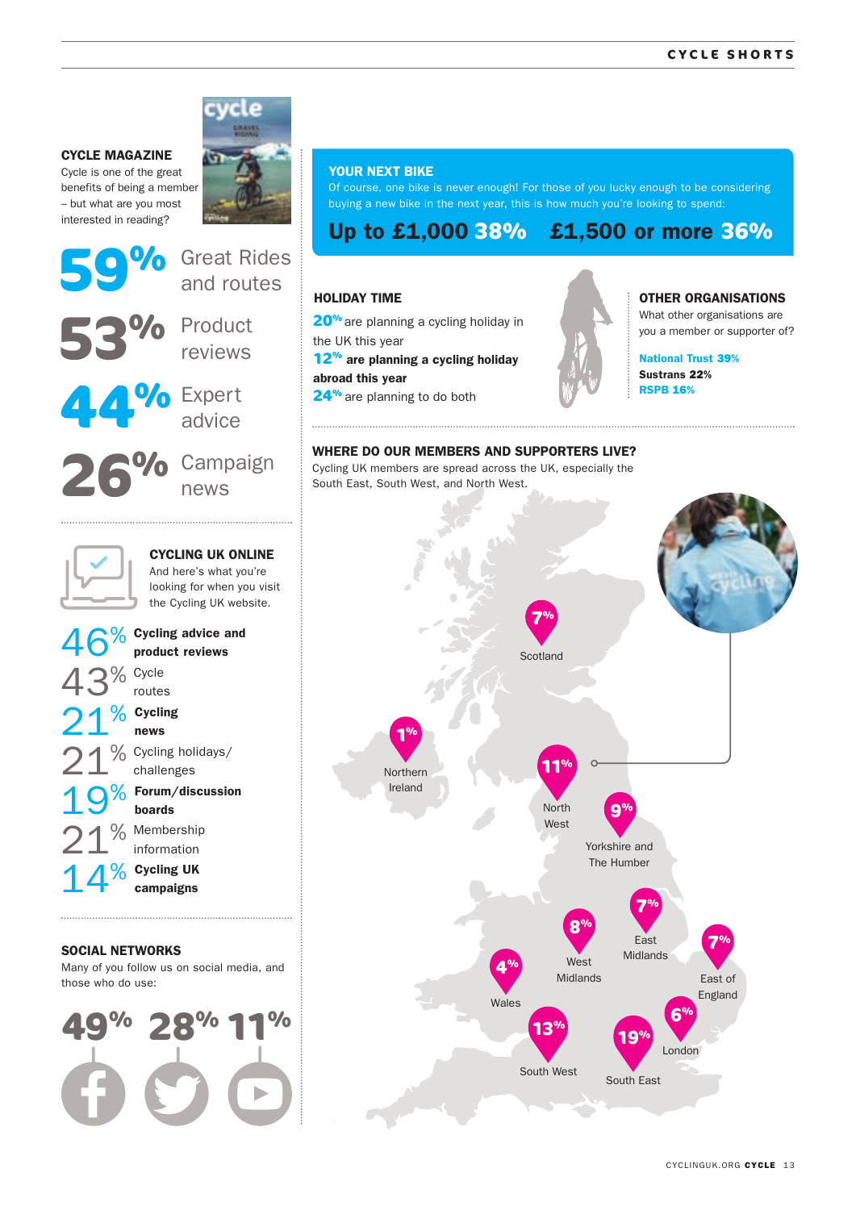## CYCLE MAGAZINE

Cycle is one of the great benefits of being a member – but what are you most interested in reading?

**59%** Great Rides and routes

**53%** Product reviews

**44%** Expert advice

**26%** Campaign news

## CYCLING UK ONLINE

And here's what you're looking for when you visit the Cycling UK website.

46% **Cycling advice and product reviews**

43% Cycle routes

21% **Cycling news**

21% Cycling holidays/ challenges

19% **Forum/discussion boards**

21% Membership information

14% **Cycling UK campaigns**

## SOCIAL NETWORKS

Many of you follow us on social media, and those who do use:

49% 28% 11%

## YOUR NEXT BIKE

Of course, one bike is never enough! For those of you lucky enough to be considering buying a new bike in the next year, this is how much you're looking to spend:

**Up to £1,000 38%** **£1,500 or more 36%**

## HOLIDAY TIME

**20%** are planning a cycling holiday in the UK this year

**12% are planning a cycling holiday abroad this year**

**24%** are planning to do both

## OTHER ORGANISATIONS

What other organisations are you a member or supporter of?

**National Trust 39%**

**Sustrans 22%**

**RSPB 16%**

## WHERE DO OUR MEMBERS AND SUPPORTERS LIVE?

Cycling UK members are spread across the UK, especially the South East, South West, and North West.

7% Scotland

1% Northern Ireland

11% North West

9% Yorkshire and The Humber

7% East Midlands

8% West Midlands

7% East of England

4% Wales

6% London

13% South West

19% South East